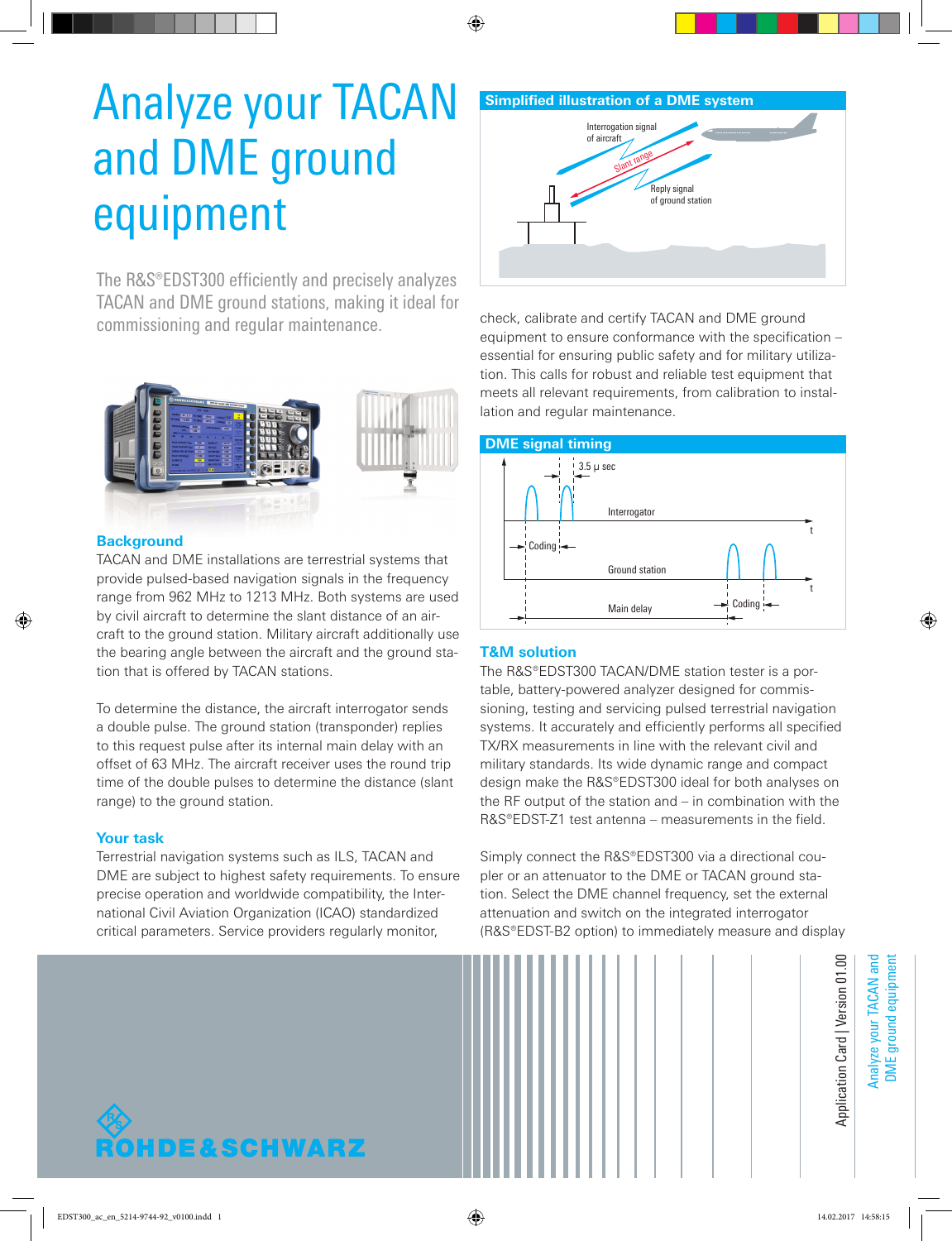# Analyze your TACAN and DME ground equipment

The R&S®EDST300 efficiently and precisely analyzes TACAN and DME ground stations, making it ideal for commissioning and regular maintenance.

## Background

TACAN and DME installations are terrestrial systems that provide pulsed-based navigation signals in the frequency range from 962 MHz to 1213 MHz. Both systems are used by civil aircraft to determine the slant distance of an aircraft to the ground station. Military aircraft additionally use the bearing angle between the aircraft and the ground station that is offered by TACAN stations.

To determine the distance, the aircraft interrogator sends a double pulse. The ground station (transponder) replies to this request pulse after its internal main delay with an offset of 63 MHz. The aircraft receiver uses the round trip time of the double pulses to determine the distance (slant range) to the ground station.

## Your task

Terrestrial navigation systems such as ILS, TACAN and DME are subject to highest safety requirements. To ensure precise operation and worldwide compatibility, the International Civil Aviation Organization (ICAO) standardized critical parameters. Service providers regularly monitor, check, calibrate and certify TACAN and DME ground equipment to ensure conformance with the specification – essential for ensuring public safety and for military utilization. This calls for robust and reliable test equipment that meets all relevant requirements, from calibration to installation and regular maintenance.

**Simplified illustration of a DME system**

Interrogation signal of aircraft — Slant range — Reply signal of ground station

**DME signal timing**

3.5 µ sec — Interrogator — Coding — Ground station — Main delay — Coding

## T&M solution

The R&S®EDST300 TACAN/DME station tester is a portable, battery-powered analyzer designed for commissioning, testing and servicing pulsed terrestrial navigation systems. It accurately and efficiently performs all specified TX/RX measurements in line with the relevant civil and military standards. Its wide dynamic range and compact design make the R&S®EDST300 ideal for both analyses on the RF output of the station and – in combination with the R&S®EDST-Z1 test antenna – measurements in the field.

Simply connect the R&S®EDST300 via a directional coupler or an attenuator to the DME or TACAN ground station. Select the DME channel frequency, set the external attenuation and switch on the integrated interrogator (R&S®EDST-B2 option) to immediately measure and display

ROHDE&SCHWARZ

Application Card | Version 01.00

Analyze your TACAN and DME ground equipment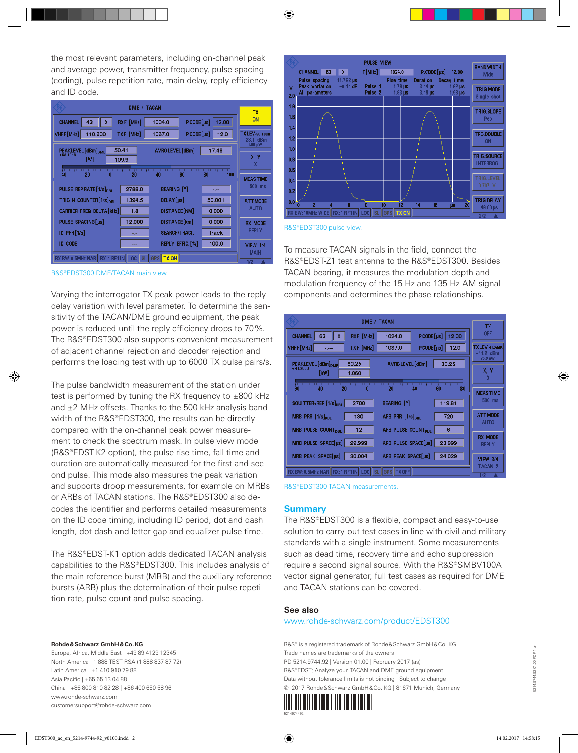the most relevant parameters, including on-channel peak and average power, transmitter frequency, pulse spacing (coding), pulse repetition rate, main delay, reply efficiency and ID code.

R&S®EDST300 DME/TACAN main view.

Varying the interrogator TX peak power leads to the reply delay variation with level parameter. To determine the sensitivity of the TACAN/DME ground equipment, the peak power is reduced until the reply efficiency drops to 70 %. The R&S®EDST300 also supports convenient measurement of adjacent channel rejection and decoder rejection and performs the loading test with up to 6000 TX pulse pairs/s.

The pulse bandwidth measurement of the station under test is performed by tuning the RX frequency to ±800 kHz and ±2 MHz offsets. Thanks to the 500 kHz analysis bandwidth of the R&S®EDST300, the results can be directly compared with the on-channel peak power measurement to check the spectrum mask. In pulse view mode (R&S®EDST-K2 option), the pulse rise time, fall time and duration are automatically measured for the first and second pulse. This mode also measures the peak variation and supports droop measurements, for example on MRBs or ARBs of TACAN stations. The R&S®EDST300 also decodes the identifier and performs detailed measurements on the ID code timing, including ID period, dot and dash length, dot-dash and letter gap and equalizer pulse time.

The R&S®EDST-K1 option adds dedicated TACAN analysis capabilities to the R&S®EDST300. This includes analysis of the main reference burst (MRB) and the auxiliary reference bursts (ARB) plus the determination of their pulse repetition rate, pulse count and pulse spacing.

R&S®EDST300 pulse view.

To measure TACAN signals in the field, connect the R&S®EDST-Z1 test antenna to the R&S®EDST300. Besides TACAN bearing, it measures the modulation depth and modulation frequency of the 15 Hz and 135 Hz AM signal components and determines the phase relationships.

R&S®EDST300 TACAN measurements.

## Summary

The R&S®EDST300 is a flexible, compact and easy-to-use solution to carry out test cases in line with civil and military standards with a single instrument. Some measurements such as dead time, recovery time and echo suppression require a second signal source. With the R&S®SMBV100A vector signal generator, full test cases as required for DME and TACAN stations can be covered.

### See also

www.rohde-schwarz.com/product/EDST300

**Rohde & Schwarz GmbH & Co. KG**
Europe, Africa, Middle East | +49 89 4129 12345
North America | 1 888 TEST RSA (1 888 837 87 72)
Latin America | +1 410 910 79 88
Asia Pacific | +65 65 13 04 88
China | +86 800 810 82 28 | +86 400 650 58 96
www.rohde-schwarz.com
customersupport@rohde-schwarz.com

R&S® is a registered trademark of Rohde & Schwarz GmbH & Co. KG
Trade names are trademarks of the owners
PD 5214.9744.92 | Version 01.00 | February 2017 (as)
R&S®EDST; Analyze your TACAN and DME ground equipment
Data without tolerance limits is not binding | Subject to change
© 2017 Rohde & Schwarz GmbH & Co. KG | 81671 Munich, Germany